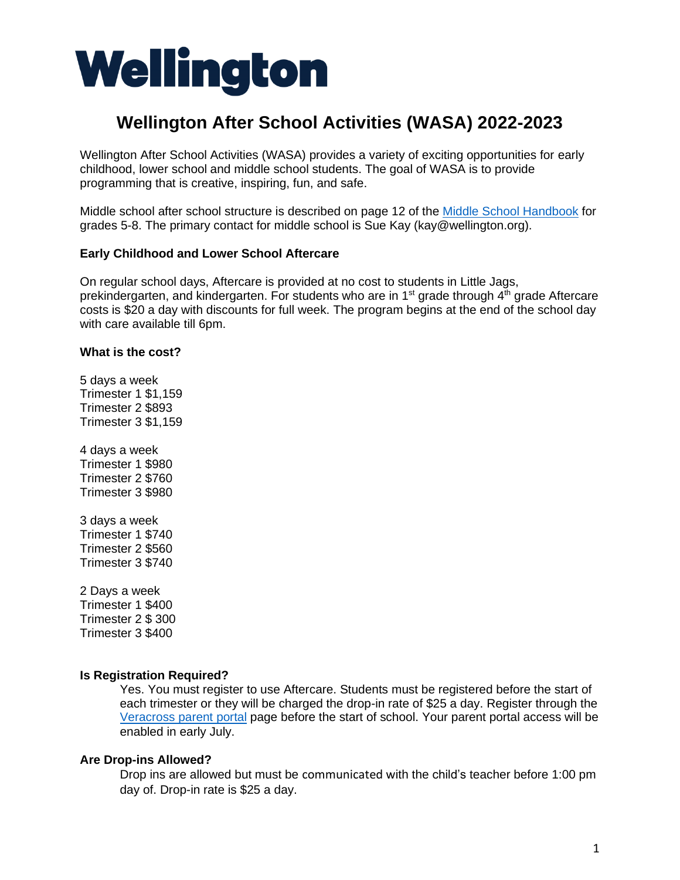# Wellington

## Wellington After School Activities (WASA) 2022-2023

Wellington After School Activities (WASA) provides a variety of exciting opportunities for early childhood, lower school and middle school students. The goal of WASA is to provide programming that is creative, inspiring, fun, and safe.

Middle school after school structure is described on page 12 of the [Middle School Handbook] for grades 5-8. The primary contact for middle school is Sue Kay (kay@wellington.org).

### Early Childhood and Lower School Aftercare

On regular school days, Aftercare is provided at no cost to students in Little Jags, prekindergarten, and kindergarten. For students who are in 1st grade through 4th grade Aftercare costs is $20 a day with discounts for full week. The program begins at the end of the school day with care available till 6pm.

### What is the cost?

5 days a week
Trimester 1 $1,159
Trimester 2 $893
Trimester 3 $1,159

4 days a week
Trimester 1 $980
Trimester 2 $760
Trimester 3 $980

3 days a week
Trimester 1 $740
Trimester 2 $560
Trimester 3 $740

2 Days a week
Trimester 1 $400
Trimester 2 $ 300
Trimester 3 $400

### Is Registration Required?

Yes. You must register to use Aftercare. Students must be registered before the start of each trimester or they will be charged the drop-in rate of $25 a day. Register through the [Veracross parent portal] page before the start of school. Your parent portal access will be enabled in early July.

### Are Drop-ins Allowed?

Drop ins are allowed but must be communicated with the child's teacher before 1:00 pm day of. Drop-in rate is $25 a day.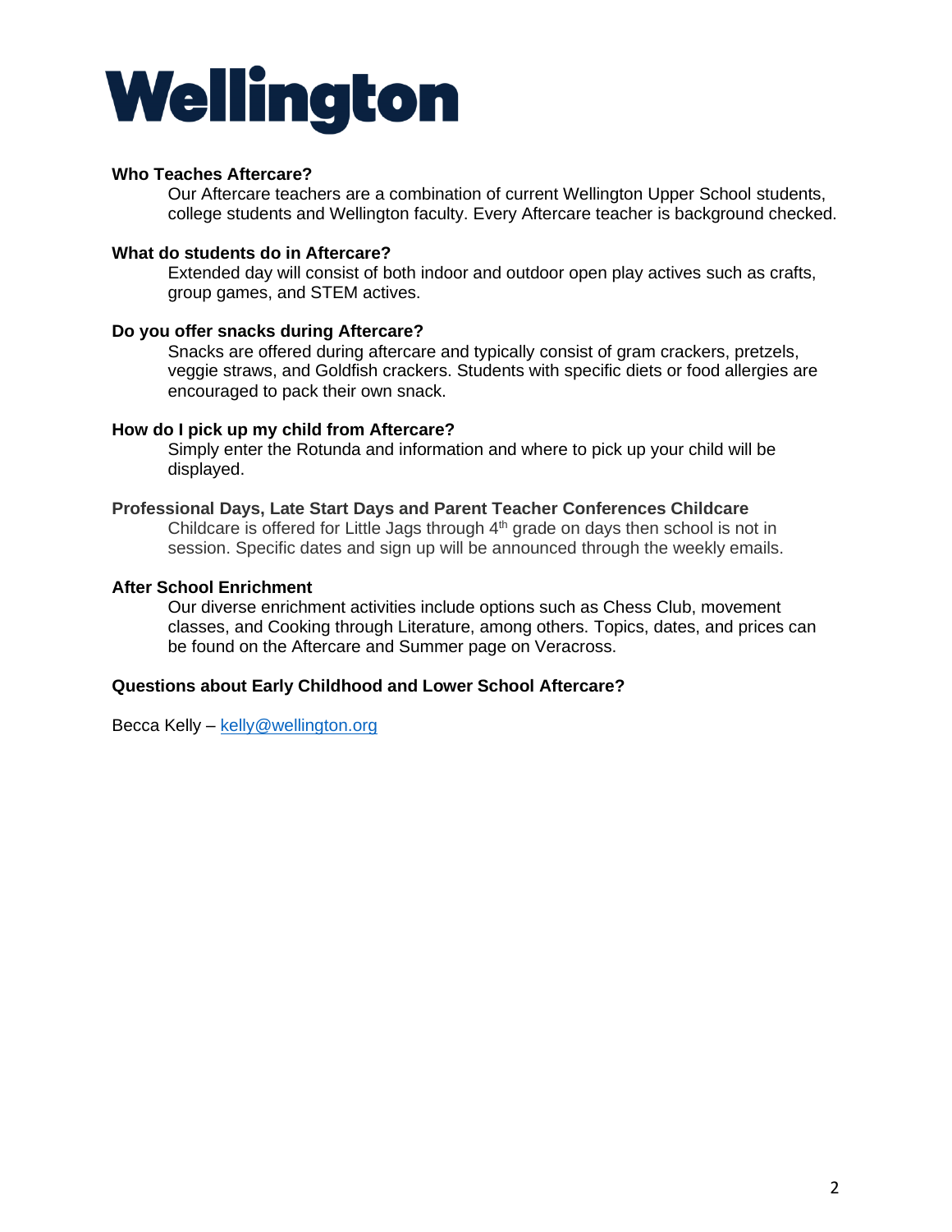# Wellington

**Who Teaches Aftercare?**

Our Aftercare teachers are a combination of current Wellington Upper School students, college students and Wellington faculty. Every Aftercare teacher is background checked.

**What do students do in Aftercare?**

Extended day will consist of both indoor and outdoor open play actives such as crafts, group games, and STEM actives.

**Do you offer snacks during Aftercare?**

Snacks are offered during aftercare and typically consist of gram crackers, pretzels, veggie straws, and Goldfish crackers. Students with specific diets or food allergies are encouraged to pack their own snack.

**How do I pick up my child from Aftercare?**

Simply enter the Rotunda and information and where to pick up your child will be displayed.

**Professional Days, Late Start Days and Parent Teacher Conferences Childcare**

Childcare is offered for Little Jags through 4th grade on days then school is not in session. Specific dates and sign up will be announced through the weekly emails.

**After School Enrichment**

Our diverse enrichment activities include options such as Chess Club, movement classes, and Cooking through Literature, among others. Topics, dates, and prices can be found on the Aftercare and Summer page on Veracross.

**Questions about Early Childhood and Lower School Aftercare?**

Becca Kelly – kelly@wellington.org